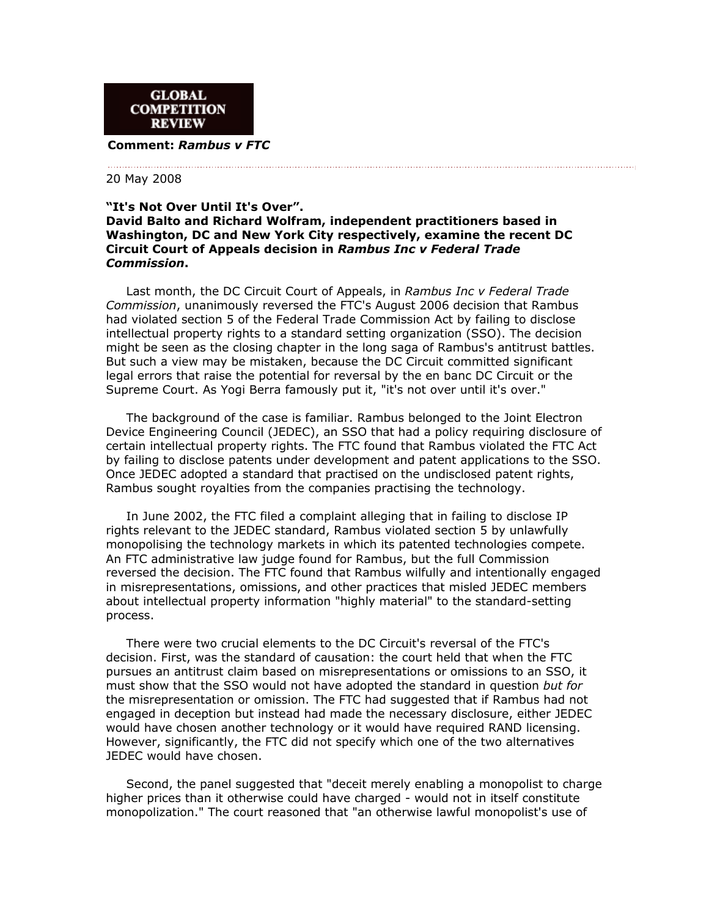**GLOBAL COMPETITION REVIEW**

**Comment: *Rambus v FTC***

20 May 2008

**"It's Not Over Until It's Over".**
**David Balto and Richard Wolfram, independent practitioners based in Washington, DC and New York City respectively, examine the recent DC Circuit Court of Appeals decision in *Rambus Inc v Federal Trade Commission*.**

Last month, the DC Circuit Court of Appeals, in *Rambus Inc v Federal Trade Commission*, unanimously reversed the FTC's August 2006 decision that Rambus had violated section 5 of the Federal Trade Commission Act by failing to disclose intellectual property rights to a standard setting organization (SSO). The decision might be seen as the closing chapter in the long saga of Rambus's antitrust battles. But such a view may be mistaken, because the DC Circuit committed significant legal errors that raise the potential for reversal by the en banc DC Circuit or the Supreme Court. As Yogi Berra famously put it, "it's not over until it's over."

The background of the case is familiar. Rambus belonged to the Joint Electron Device Engineering Council (JEDEC), an SSO that had a policy requiring disclosure of certain intellectual property rights. The FTC found that Rambus violated the FTC Act by failing to disclose patents under development and patent applications to the SSO. Once JEDEC adopted a standard that practised on the undisclosed patent rights, Rambus sought royalties from the companies practising the technology.

In June 2002, the FTC filed a complaint alleging that in failing to disclose IP rights relevant to the JEDEC standard, Rambus violated section 5 by unlawfully monopolising the technology markets in which its patented technologies compete. An FTC administrative law judge found for Rambus, but the full Commission reversed the decision. The FTC found that Rambus wilfully and intentionally engaged in misrepresentations, omissions, and other practices that misled JEDEC members about intellectual property information "highly material" to the standard-setting process.

There were two crucial elements to the DC Circuit's reversal of the FTC's decision. First, was the standard of causation: the court held that when the FTC pursues an antitrust claim based on misrepresentations or omissions to an SSO, it must show that the SSO would not have adopted the standard in question *but for* the misrepresentation or omission. The FTC had suggested that if Rambus had not engaged in deception but instead had made the necessary disclosure, either JEDEC would have chosen another technology or it would have required RAND licensing. However, significantly, the FTC did not specify which one of the two alternatives JEDEC would have chosen.

Second, the panel suggested that "deceit merely enabling a monopolist to charge higher prices than it otherwise could have charged - would not in itself constitute monopolization." The court reasoned that "an otherwise lawful monopolist's use of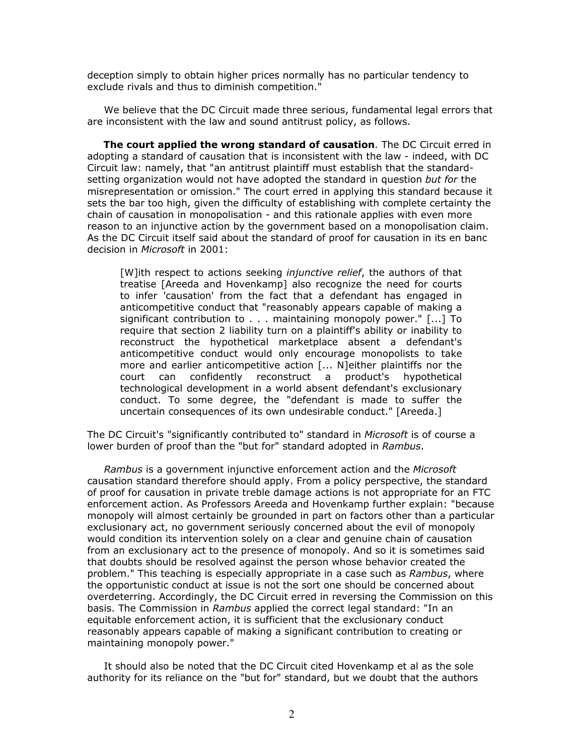deception simply to obtain higher prices normally has no particular tendency to exclude rivals and thus to diminish competition."

We believe that the DC Circuit made three serious, fundamental legal errors that are inconsistent with the law and sound antitrust policy, as follows.

**The court applied the wrong standard of causation**. The DC Circuit erred in adopting a standard of causation that is inconsistent with the law - indeed, with DC Circuit law: namely, that "an antitrust plaintiff must establish that the standard-setting organization would not have adopted the standard in question *but for* the misrepresentation or omission." The court erred in applying this standard because it sets the bar too high, given the difficulty of establishing with complete certainty the chain of causation in monopolisation - and this rationale applies with even more reason to an injunctive action by the government based on a monopolisation claim. As the DC Circuit itself said about the standard of proof for causation in its en banc decision in *Microsoft* in 2001:

> [W]ith respect to actions seeking *injunctive relief*, the authors of that treatise [Areeda and Hovenkamp] also recognize the need for courts to infer 'causation' from the fact that a defendant has engaged in anticompetitive conduct that "reasonably appears capable of making a significant contribution to . . . maintaining monopoly power." [...] To require that section 2 liability turn on a plaintiff's ability or inability to reconstruct the hypothetical marketplace absent a defendant's anticompetitive conduct would only encourage monopolists to take more and earlier anticompetitive action [... N]either plaintiffs nor the court can confidently reconstruct a product's hypothetical technological development in a world absent defendant's exclusionary conduct. To some degree, the "defendant is made to suffer the uncertain consequences of its own undesirable conduct." [Areeda.]

The DC Circuit's "significantly contributed to" standard in *Microsoft* is of course a lower burden of proof than the "but for" standard adopted in *Rambus*.

*Rambus* is a government injunctive enforcement action and the *Microsoft* causation standard therefore should apply. From a policy perspective, the standard of proof for causation in private treble damage actions is not appropriate for an FTC enforcement action. As Professors Areeda and Hovenkamp further explain: "because monopoly will almost certainly be grounded in part on factors other than a particular exclusionary act, no government seriously concerned about the evil of monopoly would condition its intervention solely on a clear and genuine chain of causation from an exclusionary act to the presence of monopoly. And so it is sometimes said that doubts should be resolved against the person whose behavior created the problem." This teaching is especially appropriate in a case such as *Rambus*, where the opportunistic conduct at issue is not the sort one should be concerned about overdeterring. Accordingly, the DC Circuit erred in reversing the Commission on this basis. The Commission in *Rambus* applied the correct legal standard: "In an equitable enforcement action, it is sufficient that the exclusionary conduct reasonably appears capable of making a significant contribution to creating or maintaining monopoly power."

It should also be noted that the DC Circuit cited Hovenkamp et al as the sole authority for its reliance on the "but for" standard, but we doubt that the authors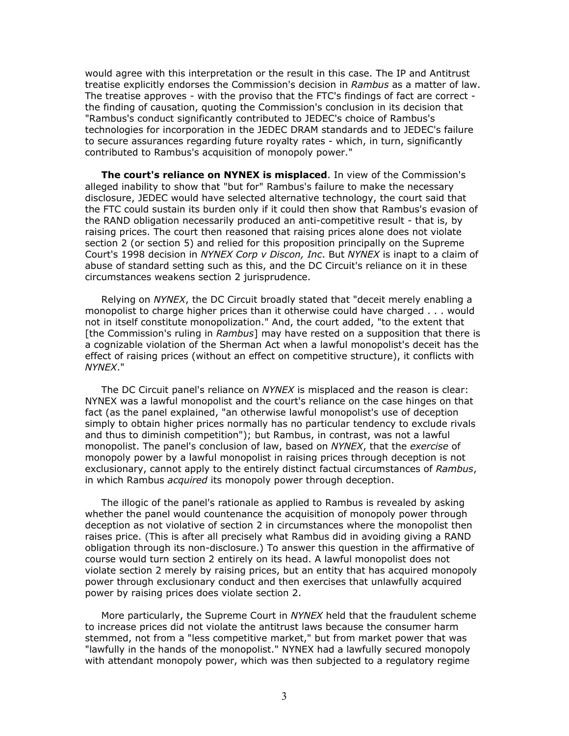would agree with this interpretation or the result in this case. The IP and Antitrust treatise explicitly endorses the Commission's decision in *Rambus* as a matter of law. The treatise approves - with the proviso that the FTC's findings of fact are correct - the finding of causation, quoting the Commission's conclusion in its decision that "Rambus's conduct significantly contributed to JEDEC's choice of Rambus's technologies for incorporation in the JEDEC DRAM standards and to JEDEC's failure to secure assurances regarding future royalty rates - which, in turn, significantly contributed to Rambus's acquisition of monopoly power."

**The court's reliance on NYNEX is misplaced**. In view of the Commission's alleged inability to show that "but for" Rambus's failure to make the necessary disclosure, JEDEC would have selected alternative technology, the court said that the FTC could sustain its burden only if it could then show that Rambus's evasion of the RAND obligation necessarily produced an anti-competitive result - that is, by raising prices. The court then reasoned that raising prices alone does not violate section 2 (or section 5) and relied for this proposition principally on the Supreme Court's 1998 decision in *NYNEX Corp v Discon, Inc*. But *NYNEX* is inapt to a claim of abuse of standard setting such as this, and the DC Circuit's reliance on it in these circumstances weakens section 2 jurisprudence.

Relying on *NYNEX*, the DC Circuit broadly stated that "deceit merely enabling a monopolist to charge higher prices than it otherwise could have charged . . . would not in itself constitute monopolization." And, the court added, "to the extent that [the Commission's ruling in *Rambus*] may have rested on a supposition that there is a cognizable violation of the Sherman Act when a lawful monopolist's deceit has the effect of raising prices (without an effect on competitive structure), it conflicts with *NYNEX*."

The DC Circuit panel's reliance on *NYNEX* is misplaced and the reason is clear: NYNEX was a lawful monopolist and the court's reliance on the case hinges on that fact (as the panel explained, "an otherwise lawful monopolist's use of deception simply to obtain higher prices normally has no particular tendency to exclude rivals and thus to diminish competition"); but Rambus, in contrast, was not a lawful monopolist. The panel's conclusion of law, based on *NYNEX*, that the *exercise* of monopoly power by a lawful monopolist in raising prices through deception is not exclusionary, cannot apply to the entirely distinct factual circumstances of *Rambus*, in which Rambus *acquired* its monopoly power through deception.

The illogic of the panel's rationale as applied to Rambus is revealed by asking whether the panel would countenance the acquisition of monopoly power through deception as not violative of section 2 in circumstances where the monopolist then raises price. (This is after all precisely what Rambus did in avoiding giving a RAND obligation through its non-disclosure.) To answer this question in the affirmative of course would turn section 2 entirely on its head. A lawful monopolist does not violate section 2 merely by raising prices, but an entity that has acquired monopoly power through exclusionary conduct and then exercises that unlawfully acquired power by raising prices does violate section 2.

More particularly, the Supreme Court in *NYNEX* held that the fraudulent scheme to increase prices did not violate the antitrust laws because the consumer harm stemmed, not from a "less competitive market," but from market power that was "lawfully in the hands of the monopolist." NYNEX had a lawfully secured monopoly with attendant monopoly power, which was then subjected to a regulatory regime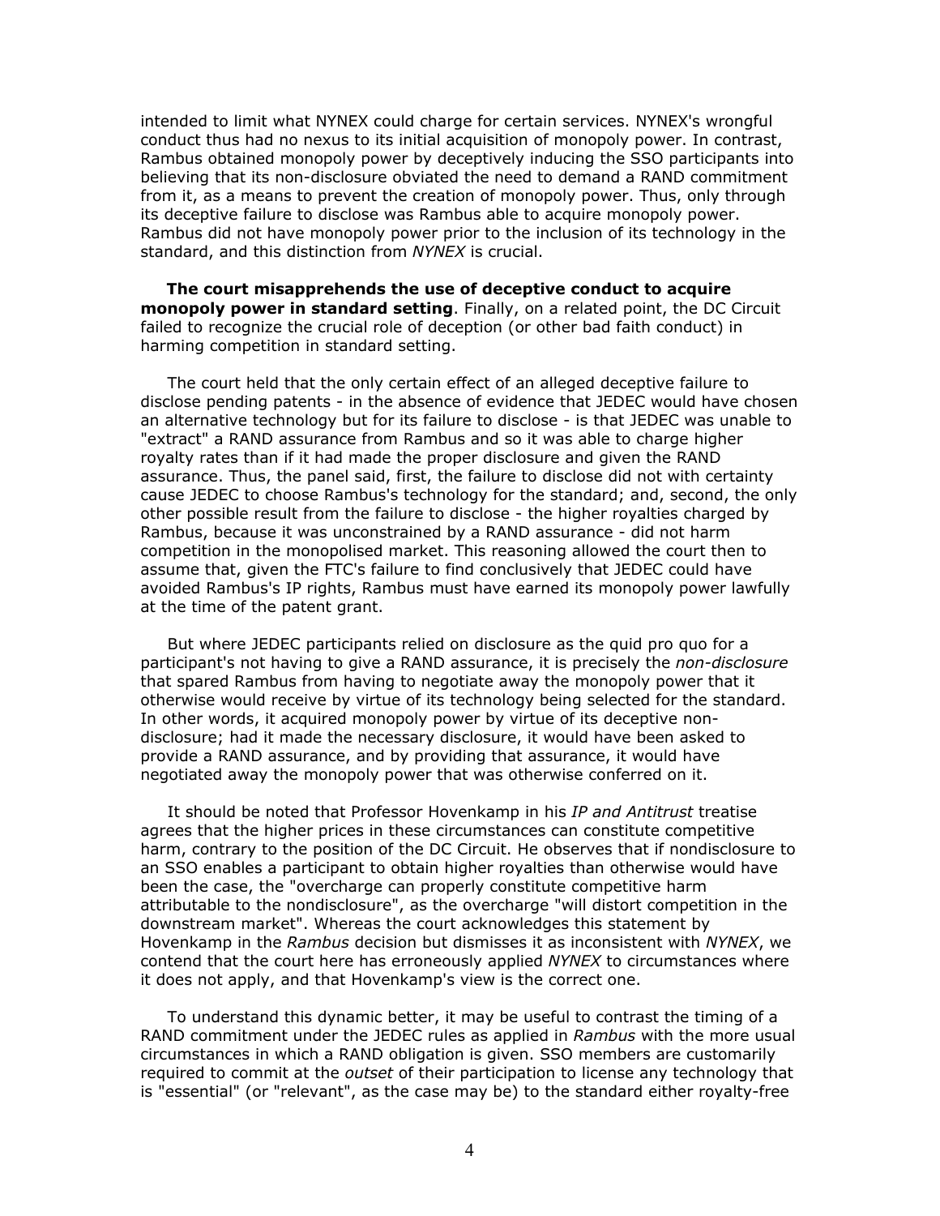intended to limit what NYNEX could charge for certain services. NYNEX's wrongful conduct thus had no nexus to its initial acquisition of monopoly power. In contrast, Rambus obtained monopoly power by deceptively inducing the SSO participants into believing that its non-disclosure obviated the need to demand a RAND commitment from it, as a means to prevent the creation of monopoly power. Thus, only through its deceptive failure to disclose was Rambus able to acquire monopoly power. Rambus did not have monopoly power prior to the inclusion of its technology in the standard, and this distinction from *NYNEX* is crucial.

**The court misapprehends the use of deceptive conduct to acquire monopoly power in standard setting**. Finally, on a related point, the DC Circuit failed to recognize the crucial role of deception (or other bad faith conduct) in harming competition in standard setting.

The court held that the only certain effect of an alleged deceptive failure to disclose pending patents - in the absence of evidence that JEDEC would have chosen an alternative technology but for its failure to disclose - is that JEDEC was unable to "extract" a RAND assurance from Rambus and so it was able to charge higher royalty rates than if it had made the proper disclosure and given the RAND assurance. Thus, the panel said, first, the failure to disclose did not with certainty cause JEDEC to choose Rambus's technology for the standard; and, second, the only other possible result from the failure to disclose - the higher royalties charged by Rambus, because it was unconstrained by a RAND assurance - did not harm competition in the monopolised market. This reasoning allowed the court then to assume that, given the FTC's failure to find conclusively that JEDEC could have avoided Rambus's IP rights, Rambus must have earned its monopoly power lawfully at the time of the patent grant.

But where JEDEC participants relied on disclosure as the quid pro quo for a participant's not having to give a RAND assurance, it is precisely the *non-disclosure* that spared Rambus from having to negotiate away the monopoly power that it otherwise would receive by virtue of its technology being selected for the standard. In other words, it acquired monopoly power by virtue of its deceptive non-disclosure; had it made the necessary disclosure, it would have been asked to provide a RAND assurance, and by providing that assurance, it would have negotiated away the monopoly power that was otherwise conferred on it.

It should be noted that Professor Hovenkamp in his *IP and Antitrust* treatise agrees that the higher prices in these circumstances can constitute competitive harm, contrary to the position of the DC Circuit. He observes that if nondisclosure to an SSO enables a participant to obtain higher royalties than otherwise would have been the case, the "overcharge can properly constitute competitive harm attributable to the nondisclosure", as the overcharge "will distort competition in the downstream market". Whereas the court acknowledges this statement by Hovenkamp in the *Rambus* decision but dismisses it as inconsistent with *NYNEX*, we contend that the court here has erroneously applied *NYNEX* to circumstances where it does not apply, and that Hovenkamp's view is the correct one.

To understand this dynamic better, it may be useful to contrast the timing of a RAND commitment under the JEDEC rules as applied in *Rambus* with the more usual circumstances in which a RAND obligation is given. SSO members are customarily required to commit at the *outset* of their participation to license any technology that is "essential" (or "relevant", as the case may be) to the standard either royalty-free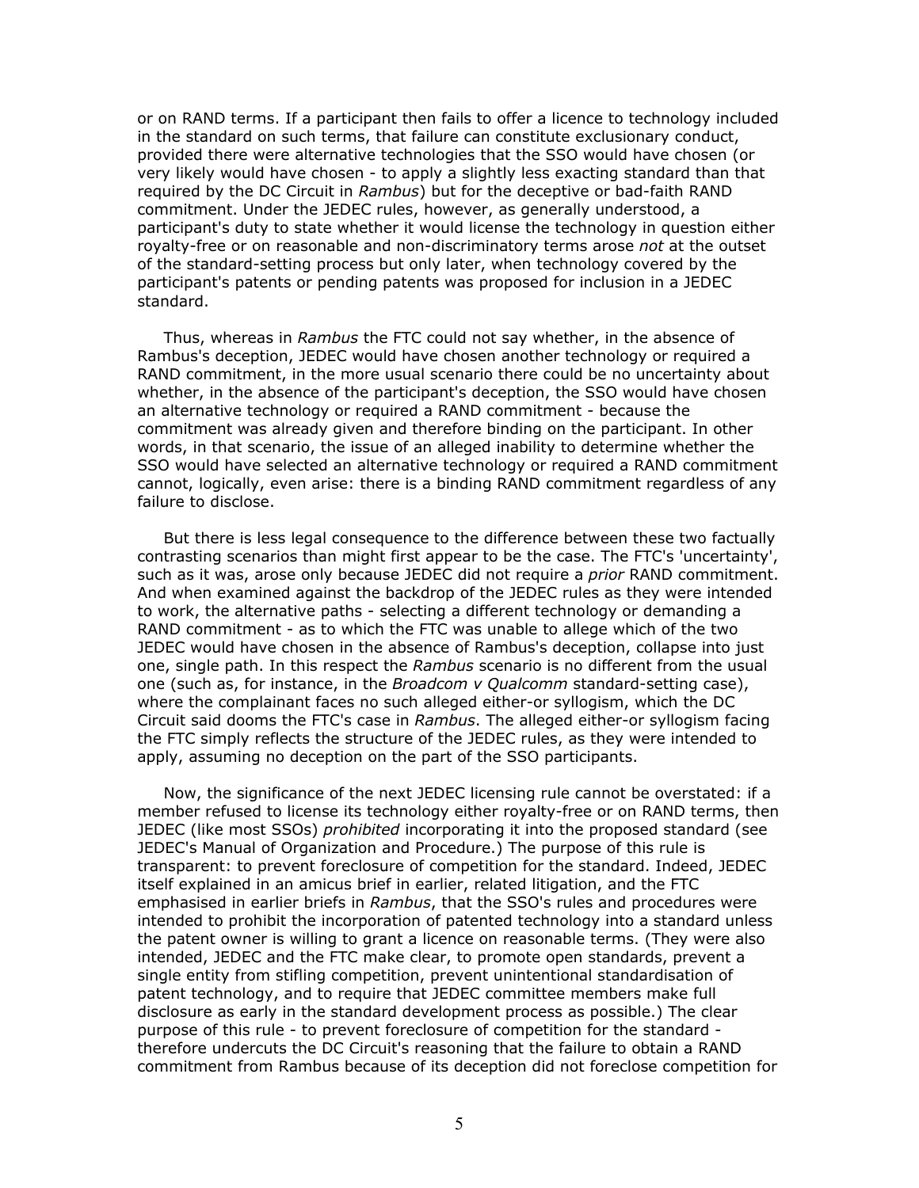or on RAND terms. If a participant then fails to offer a licence to technology included in the standard on such terms, that failure can constitute exclusionary conduct, provided there were alternative technologies that the SSO would have chosen (or very likely would have chosen - to apply a slightly less exacting standard than that required by the DC Circuit in *Rambus*) but for the deceptive or bad-faith RAND commitment. Under the JEDEC rules, however, as generally understood, a participant's duty to state whether it would license the technology in question either royalty-free or on reasonable and non-discriminatory terms arose *not* at the outset of the standard-setting process but only later, when technology covered by the participant's patents or pending patents was proposed for inclusion in a JEDEC standard.

Thus, whereas in *Rambus* the FTC could not say whether, in the absence of Rambus's deception, JEDEC would have chosen another technology or required a RAND commitment, in the more usual scenario there could be no uncertainty about whether, in the absence of the participant's deception, the SSO would have chosen an alternative technology or required a RAND commitment - because the commitment was already given and therefore binding on the participant. In other words, in that scenario, the issue of an alleged inability to determine whether the SSO would have selected an alternative technology or required a RAND commitment cannot, logically, even arise: there is a binding RAND commitment regardless of any failure to disclose.

But there is less legal consequence to the difference between these two factually contrasting scenarios than might first appear to be the case. The FTC's 'uncertainty', such as it was, arose only because JEDEC did not require a *prior* RAND commitment. And when examined against the backdrop of the JEDEC rules as they were intended to work, the alternative paths - selecting a different technology or demanding a RAND commitment - as to which the FTC was unable to allege which of the two JEDEC would have chosen in the absence of Rambus's deception, collapse into just one, single path. In this respect the *Rambus* scenario is no different from the usual one (such as, for instance, in the *Broadcom v Qualcomm* standard-setting case), where the complainant faces no such alleged either-or syllogism, which the DC Circuit said dooms the FTC's case in *Rambus*. The alleged either-or syllogism facing the FTC simply reflects the structure of the JEDEC rules, as they were intended to apply, assuming no deception on the part of the SSO participants.

Now, the significance of the next JEDEC licensing rule cannot be overstated: if a member refused to license its technology either royalty-free or on RAND terms, then JEDEC (like most SSOs) *prohibited* incorporating it into the proposed standard (see JEDEC's Manual of Organization and Procedure.) The purpose of this rule is transparent: to prevent foreclosure of competition for the standard. Indeed, JEDEC itself explained in an amicus brief in earlier, related litigation, and the FTC emphasised in earlier briefs in *Rambus*, that the SSO's rules and procedures were intended to prohibit the incorporation of patented technology into a standard unless the patent owner is willing to grant a licence on reasonable terms. (They were also intended, JEDEC and the FTC make clear, to promote open standards, prevent a single entity from stifling competition, prevent unintentional standardisation of patent technology, and to require that JEDEC committee members make full disclosure as early in the standard development process as possible.) The clear purpose of this rule - to prevent foreclosure of competition for the standard - therefore undercuts the DC Circuit's reasoning that the failure to obtain a RAND commitment from Rambus because of its deception did not foreclose competition for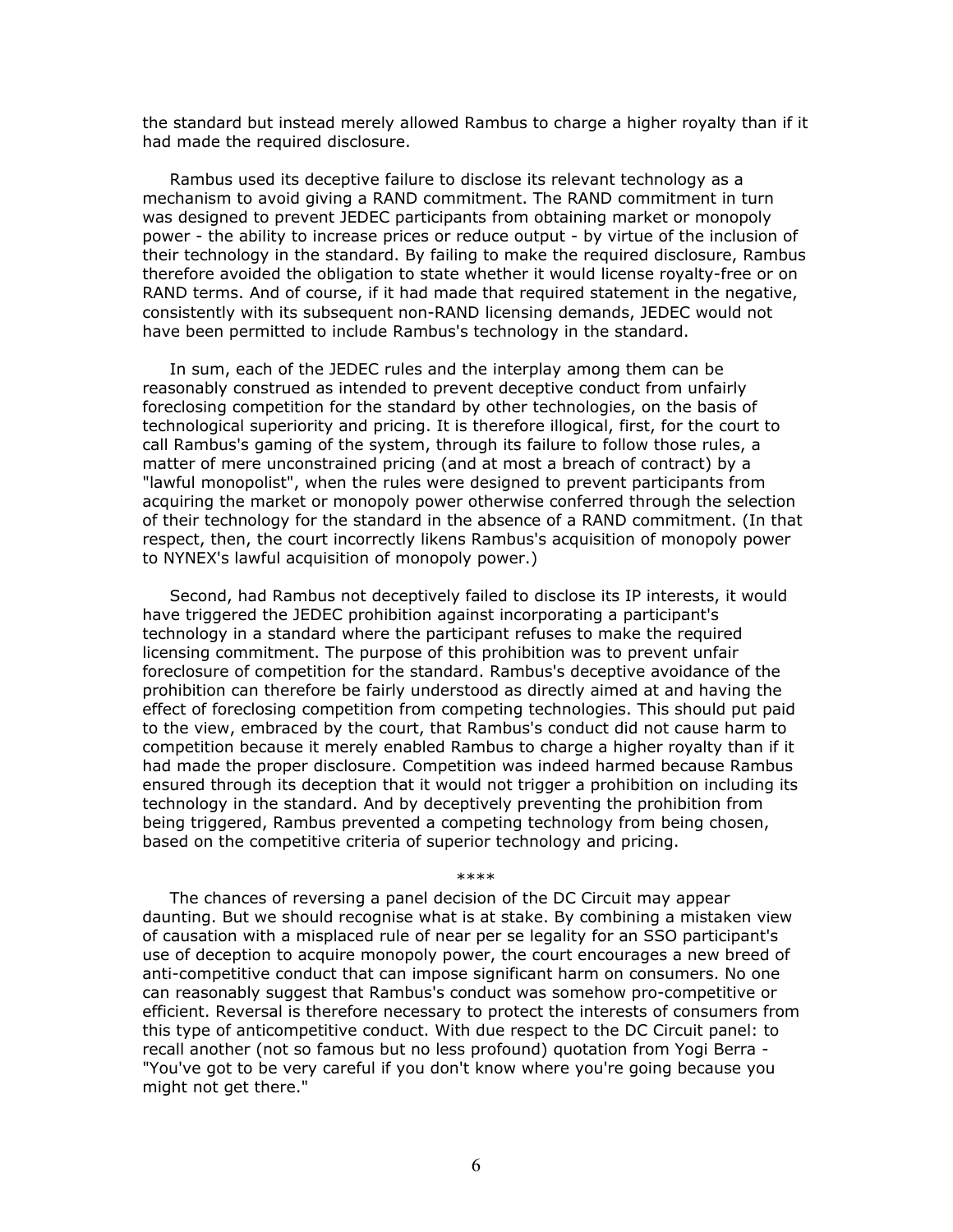the standard but instead merely allowed Rambus to charge a higher royalty than if it had made the required disclosure.

Rambus used its deceptive failure to disclose its relevant technology as a mechanism to avoid giving a RAND commitment. The RAND commitment in turn was designed to prevent JEDEC participants from obtaining market or monopoly power - the ability to increase prices or reduce output - by virtue of the inclusion of their technology in the standard. By failing to make the required disclosure, Rambus therefore avoided the obligation to state whether it would license royalty-free or on RAND terms. And of course, if it had made that required statement in the negative, consistently with its subsequent non-RAND licensing demands, JEDEC would not have been permitted to include Rambus's technology in the standard.

In sum, each of the JEDEC rules and the interplay among them can be reasonably construed as intended to prevent deceptive conduct from unfairly foreclosing competition for the standard by other technologies, on the basis of technological superiority and pricing. It is therefore illogical, first, for the court to call Rambus's gaming of the system, through its failure to follow those rules, a matter of mere unconstrained pricing (and at most a breach of contract) by a "lawful monopolist", when the rules were designed to prevent participants from acquiring the market or monopoly power otherwise conferred through the selection of their technology for the standard in the absence of a RAND commitment. (In that respect, then, the court incorrectly likens Rambus's acquisition of monopoly power to NYNEX's lawful acquisition of monopoly power.)

Second, had Rambus not deceptively failed to disclose its IP interests, it would have triggered the JEDEC prohibition against incorporating a participant's technology in a standard where the participant refuses to make the required licensing commitment. The purpose of this prohibition was to prevent unfair foreclosure of competition for the standard. Rambus's deceptive avoidance of the prohibition can therefore be fairly understood as directly aimed at and having the effect of foreclosing competition from competing technologies. This should put paid to the view, embraced by the court, that Rambus's conduct did not cause harm to competition because it merely enabled Rambus to charge a higher royalty than if it had made the proper disclosure. Competition was indeed harmed because Rambus ensured through its deception that it would not trigger a prohibition on including its technology in the standard. And by deceptively preventing the prohibition from being triggered, Rambus prevented a competing technology from being chosen, based on the competitive criteria of superior technology and pricing.

****

The chances of reversing a panel decision of the DC Circuit may appear daunting. But we should recognise what is at stake. By combining a mistaken view of causation with a misplaced rule of near per se legality for an SSO participant's use of deception to acquire monopoly power, the court encourages a new breed of anti-competitive conduct that can impose significant harm on consumers. No one can reasonably suggest that Rambus's conduct was somehow pro-competitive or efficient. Reversal is therefore necessary to protect the interests of consumers from this type of anticompetitive conduct. With due respect to the DC Circuit panel: to recall another (not so famous but no less profound) quotation from Yogi Berra - "You've got to be very careful if you don't know where you're going because you might not get there."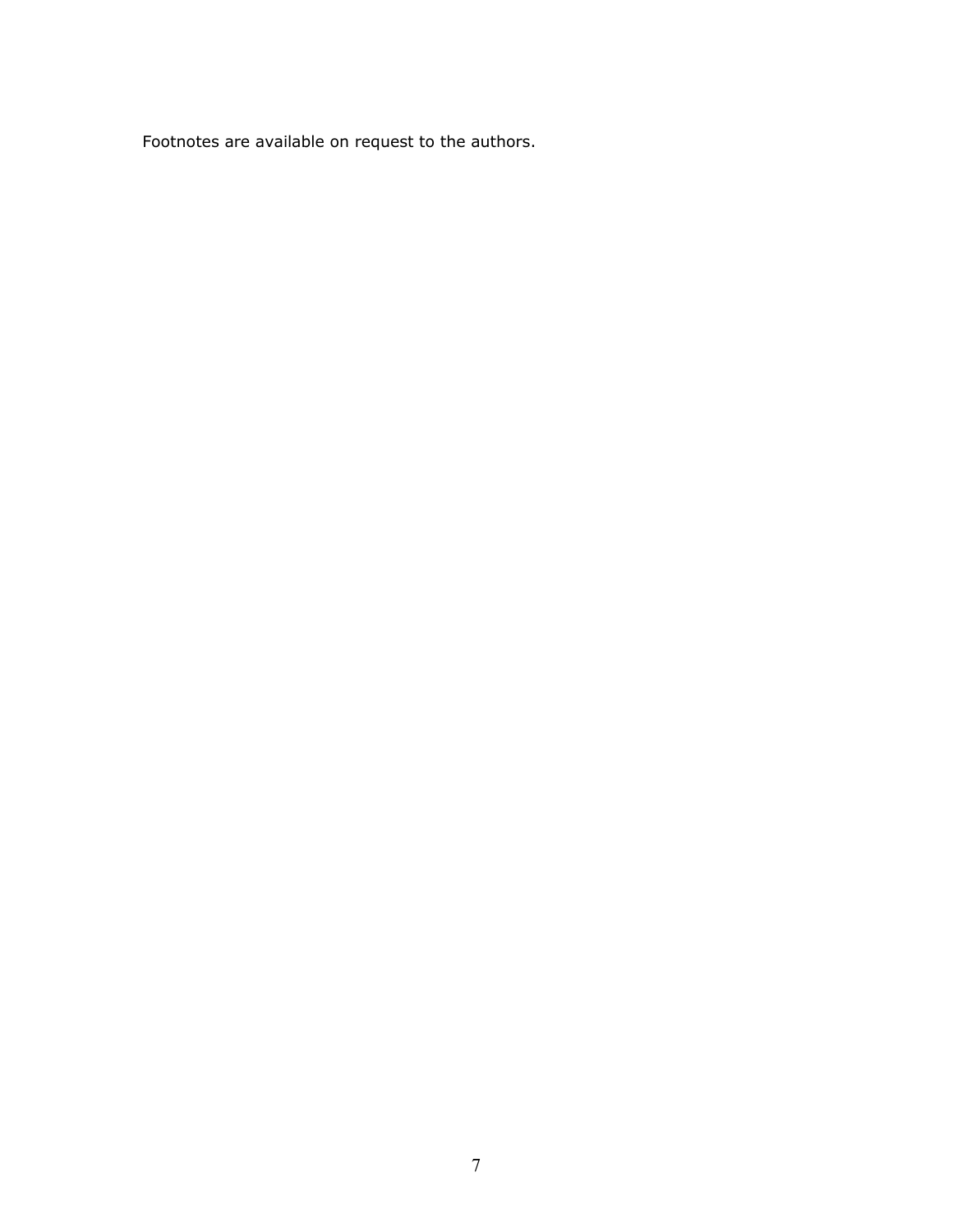Footnotes are available on request to the authors.